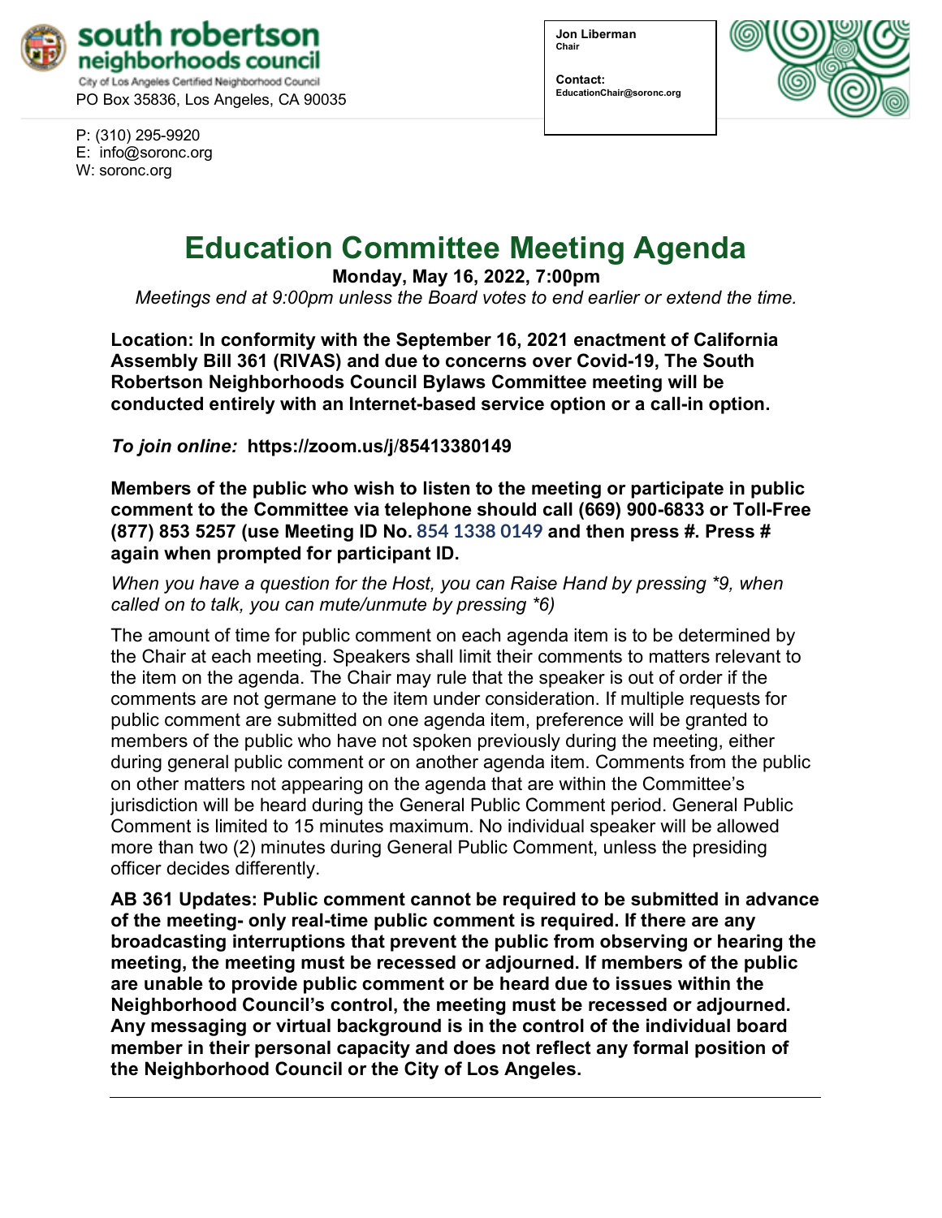**south robertson neighborhoods council**
City of Los Angeles Certified Neighborhood Council
PO Box 35836, Los Angeles, CA 90035

P: (310) 295-9920
E: info@soronc.org
W: soronc.org

**Jon Liberman**
**Chair**

**Contact:**
**EducationChair@soronc.org**

# Education Committee Meeting Agenda

**Monday, May 16, 2022, 7:00pm**

*Meetings end at 9:00pm unless the Board votes to end earlier or extend the time.*

**Location: In conformity with the September 16, 2021 enactment of California Assembly Bill 361 (RIVAS) and due to concerns over Covid-19, The South Robertson Neighborhoods Council Bylaws Committee meeting will be conducted entirely with an Internet-based service option or a call-in option.**

***To join online:*** **https://zoom.us/j/85413380149**

**Members of the public who wish to listen to the meeting or participate in public comment to the Committee via telephone should call (669) 900-6833 or Toll-Free (877) 853 5257 (use Meeting ID No. 854 1338 0149 and then press #. Press # again when prompted for participant ID.**

*When you have a question for the Host, you can Raise Hand by pressing *9, when called on to talk, you can mute/unmute by pressing *6)*

The amount of time for public comment on each agenda item is to be determined by the Chair at each meeting. Speakers shall limit their comments to matters relevant to the item on the agenda. The Chair may rule that the speaker is out of order if the comments are not germane to the item under consideration. If multiple requests for public comment are submitted on one agenda item, preference will be granted to members of the public who have not spoken previously during the meeting, either during general public comment or on another agenda item. Comments from the public on other matters not appearing on the agenda that are within the Committee's jurisdiction will be heard during the General Public Comment period. General Public Comment is limited to 15 minutes maximum. No individual speaker will be allowed more than two (2) minutes during General Public Comment, unless the presiding officer decides differently.

**AB 361 Updates: Public comment cannot be required to be submitted in advance of the meeting- only real-time public comment is required. If there are any broadcasting interruptions that prevent the public from observing or hearing the meeting, the meeting must be recessed or adjourned. If members of the public are unable to provide public comment or be heard due to issues within the Neighborhood Council's control, the meeting must be recessed or adjourned. Any messaging or virtual background is in the control of the individual board member in their personal capacity and does not reflect any formal position of the Neighborhood Council or the City of Los Angeles.**

---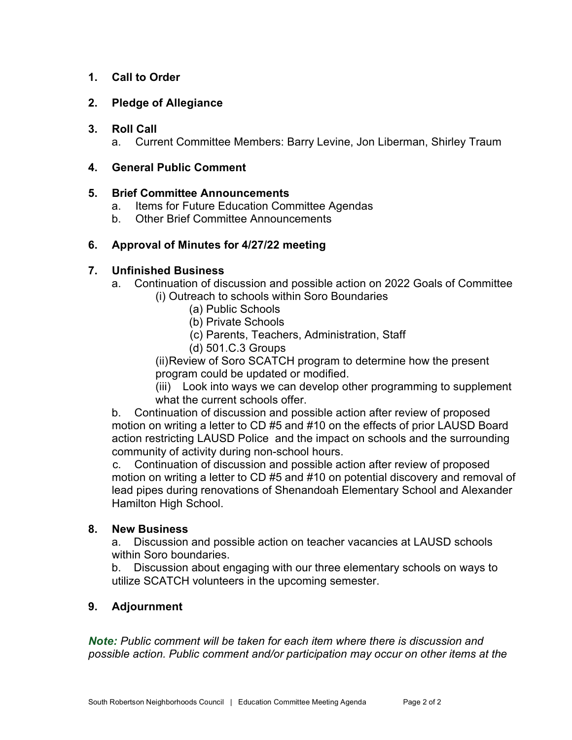1. **Call to Order**

2. **Pledge of Allegiance**

3. **Roll Call**
   a. Current Committee Members: Barry Levine, Jon Liberman, Shirley Traum

4. **General Public Comment**

5. **Brief Committee Announcements**
   a. Items for Future Education Committee Agendas
   b. Other Brief Committee Announcements

6. **Approval of Minutes for 4/27/22 meeting**

7. **Unfinished Business**
   a. Continuation of discussion and possible action on 2022 Goals of Committee
      (i) Outreach to schools within Soro Boundaries
         (a) Public Schools
         (b) Private Schools
         (c) Parents, Teachers, Administration, Staff
         (d) 501.C.3 Groups
      (ii)Review of Soro SCATCH program to determine how the present program could be updated or modified.
      (iii) Look into ways we can develop other programming to supplement what the current schools offer.

   b. Continuation of discussion and possible action after review of proposed motion on writing a letter to CD #5 and #10 on the effects of prior LAUSD Board action restricting LAUSD Police and the impact on schools and the surrounding community of activity during non-school hours.

   c. Continuation of discussion and possible action after review of proposed motion on writing a letter to CD #5 and #10 on potential discovery and removal of lead pipes during renovations of Shenandoah Elementary School and Alexander Hamilton High School.

8. **New Business**
   a. Discussion and possible action on teacher vacancies at LAUSD schools within Soro boundaries.
   b. Discussion about engaging with our three elementary schools on ways to utilize SCATCH volunteers in the upcoming semester.

9. **Adjournment**

***Note:*** *Public comment will be taken for each item where there is discussion and possible action. Public comment and/or participation may occur on other items at the*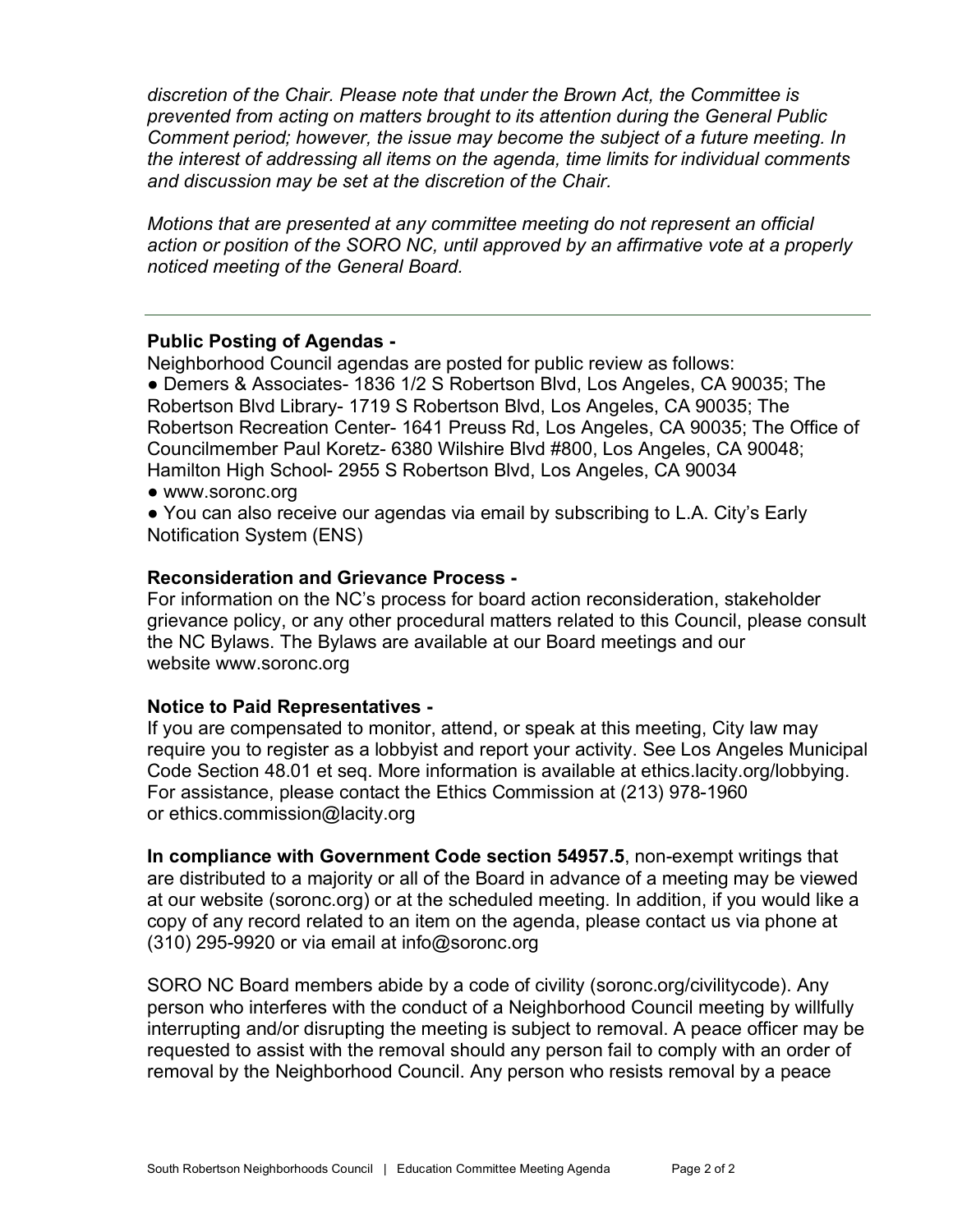*discretion of the Chair. Please note that under the Brown Act, the Committee is prevented from acting on matters brought to its attention during the General Public Comment period; however, the issue may become the subject of a future meeting. In the interest of addressing all items on the agenda, time limits for individual comments and discussion may be set at the discretion of the Chair.*

*Motions that are presented at any committee meeting do not represent an official action or position of the SORO NC, until approved by an affirmative vote at a properly noticed meeting of the General Board.*

---

**Public Posting of Agendas -**
Neighborhood Council agendas are posted for public review as follows:

- Demers & Associates- 1836 1/2 S Robertson Blvd, Los Angeles, CA 90035; The Robertson Blvd Library- 1719 S Robertson Blvd, Los Angeles, CA 90035; The Robertson Recreation Center- 1641 Preuss Rd, Los Angeles, CA 90035; The Office of Councilmember Paul Koretz- 6380 Wilshire Blvd #800, Los Angeles, CA 90048; Hamilton High School- 2955 S Robertson Blvd, Los Angeles, CA 90034
- www.soronc.org
- You can also receive our agendas via email by subscribing to L.A. City's Early Notification System (ENS)

**Reconsideration and Grievance Process -**
For information on the NC's process for board action reconsideration, stakeholder grievance policy, or any other procedural matters related to this Council, please consult the NC Bylaws. The Bylaws are available at our Board meetings and our website www.soronc.org

**Notice to Paid Representatives -**
If you are compensated to monitor, attend, or speak at this meeting, City law may require you to register as a lobbyist and report your activity. See Los Angeles Municipal Code Section 48.01 et seq. More information is available at ethics.lacity.org/lobbying. For assistance, please contact the Ethics Commission at (213) 978-1960 or ethics.commission@lacity.org

**In compliance with Government Code section 54957.5**, non-exempt writings that are distributed to a majority or all of the Board in advance of a meeting may be viewed at our website (soronc.org) or at the scheduled meeting. In addition, if you would like a copy of any record related to an item on the agenda, please contact us via phone at (310) 295-9920 or via email at info@soronc.org

SORO NC Board members abide by a code of civility (soronc.org/civilitycode). Any person who interferes with the conduct of a Neighborhood Council meeting by willfully interrupting and/or disrupting the meeting is subject to removal. A peace officer may be requested to assist with the removal should any person fail to comply with an order of removal by the Neighborhood Council. Any person who resists removal by a peace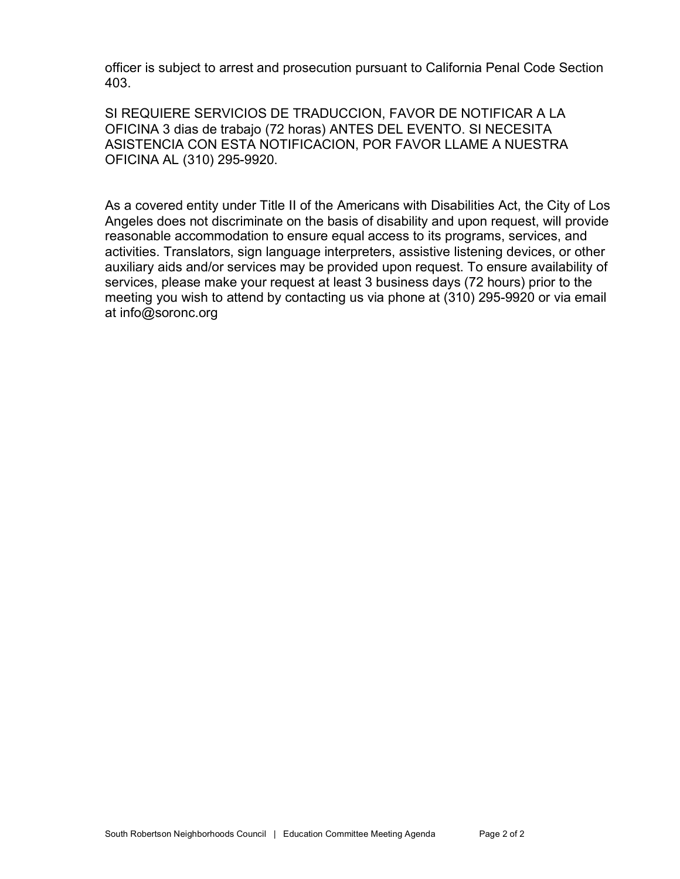officer is subject to arrest and prosecution pursuant to California Penal Code Section 403.

SI REQUIERE SERVICIOS DE TRADUCCION, FAVOR DE NOTIFICAR A LA OFICINA 3 dias de trabajo (72 horas) ANTES DEL EVENTO. SI NECESITA ASISTENCIA CON ESTA NOTIFICACION, POR FAVOR LLAME A NUESTRA OFICINA AL (310) 295-9920.

As a covered entity under Title II of the Americans with Disabilities Act, the City of Los Angeles does not discriminate on the basis of disability and upon request, will provide reasonable accommodation to ensure equal access to its programs, services, and activities. Translators, sign language interpreters, assistive listening devices, or other auxiliary aids and/or services may be provided upon request. To ensure availability of services, please make your request at least 3 business days (72 hours) prior to the meeting you wish to attend by contacting us via phone at (310) 295-9920 or via email at info@soronc.org